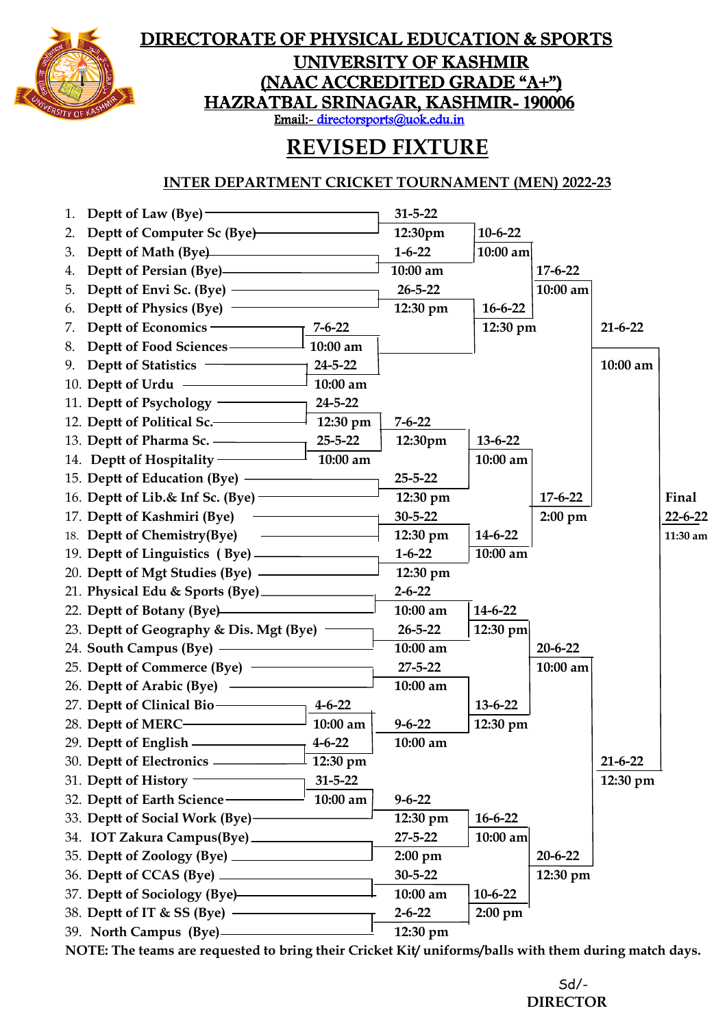# DIRECTORATE OF PHYSICAL EDUCATION & SPORTS
# UNIVERSITY OF KASHMIR
# (NAAC ACCREDITED GRADE "A+")
# HAZRATBAL SRINAGAR, KASHMIR- 190006

Email:- directorsports@uok.edu.in

## REVISED FIXTURE

### INTER DEPARTMENT CRICKET TOURNAMENT (MEN) 2022-23

1. Deptt of Law (Bye)
2. Deptt of Computer Sc (Bye)
3. Deptt of Math (Bye)
4. Deptt of Persian (Bye)
5. Deptt of Envi Sc. (Bye)
6. Deptt of Physics (Bye)
7. Deptt of Economics
8. Deptt of Food Sciences
9. Deptt of Statistics
10. Deptt of Urdu
11. Deptt of Psychology
12. Deptt of Political Sc.
13. Deptt of Pharma Sc.
14. Deptt of Hospitality
15. Deptt of Education (Bye)
16. Deptt of Lib.& Inf Sc. (Bye)
17. Deptt of Kashmiri (Bye)
18. Deptt of Chemistry(Bye)
19. Deptt of Linguistics ( Bye)
20. Deptt of Mgt Studies (Bye)
21. Physical Edu & Sports (Bye)
22. Deptt of Botany (Bye)
23. Deptt of Geography & Dis. Mgt (Bye)
24. South Campus (Bye)
25. Deptt of Commerce (Bye)
26. Deptt of Arabic (Bye)
27. Deptt of Clinical Bio
28. Deptt of MERC
29. Deptt of English
30. Deptt of Electronics
31. Deptt of History
32. Deptt of Earth Science
33. Deptt of Social Work (Bye)
34. IOT Zakura Campus(Bye)
35. Deptt of Zoology (Bye)
36. Deptt of CCAS (Bye)
37. Deptt of Sociology (Bye)
38. Deptt of IT & SS (Bye)
39. North Campus (Bye)

**Fixture schedule (as shown in bracket):**

| Match | Date | Time |
|---|---|---|
| Law vs Computer Sc | 31-5-22 | 12:30pm |
| Math vs Persian | 1-6-22 | 10:00 am |
| Envi Sc. vs Physics | 26-5-22 | 12:30 pm |
| Economics vs Food Sciences | 7-6-22 | 10:00 am |
| Statistics vs Urdu | 24-5-22 | 10:00 am |
| Psychology vs Political Sc. | 24-5-22 | 12:30 pm |
| Pharma Sc. vs Hospitality | 25-5-22 | 10:00 am |
| Education vs Lib.& Inf Sc. | 25-5-22 | 12:30 pm |
| Kashmiri vs Chemistry | 30-5-22 | 12:30 pm |
| Linguistics vs Mgt Studies | 1-6-22 | 12:30 pm |
| Physical Edu & Sports vs Botany | 2-6-22 | 10:00 am |
| Geography & Dis. Mgt vs South Campus | 26-5-22 | 10:00 am |
| Commerce vs Arabic | 27-5-22 | 10:00 am |
| Clinical Bio vs MERC | 4-6-22 | 10:00 am |
| English vs Electronics | 4-6-22 | 12:30 pm |
| History vs Earth Science | 31-5-22 | 10:00 am |
| Social Work vs IOT Zakura Campus | 27-5-22 | 2:00 pm |
| CCAS vs Sociology | 30-5-22 | 10:00 am |
| IT & SS vs North Campus | 2-6-22 | 12:30 pm |
| Winner (1/2) vs Winner (3/4) | 10-6-22 | 10:00 am |
| Winner (5/6) vs Winner (7/8) | 16-6-22 | 12:30 pm |
| Winner (9/10) vs Winner (11/12) | 7-6-22 | 12:30pm |
| Winner (9–12) vs Winner (13/14) | 13-6-22 | 10:00 am |
| Winner (15/16) vs Winner (17/18) | 14-6-22 | 10:00 am |
| Winner (19/20) vs Winner (21/22) | 14-6-22 | 12:30 pm |
| Winner (27/28) vs Winner (29/30) | 9-6-22 | 10:00 am |
| Winner (23/24 & 25/26) vs Winner (27–30) | 13-6-22 | 12:30 pm |
| Winner (31/32) vs Winner (33/34) | 9-6-22 | 12:30 pm |
| Winner (31–34) vs Winner (35/36) | 16-6-22 | 10:00 am |
| Winner (37/38) vs Winner (39) | 10-6-22 | 2:00 pm |
| Quarter Final | 17-6-22 | 10:00 am |
| Quarter Final | 17-6-22 | 2:00 pm |
| Quarter Final | 20-6-22 | 10:00 am |
| Quarter Final | 20-6-22 | 12:30 pm |
| Semi Final | 21-6-22 | 10:00 am |
| Semi Final | 21-6-22 | 12:30 pm |
| **Final** | 22-6-22 | 11:30 am |

**NOTE: The teams are requested to bring their Cricket Kit/ uniforms/balls with them during match days.**

Sd/-
**DIRECTOR**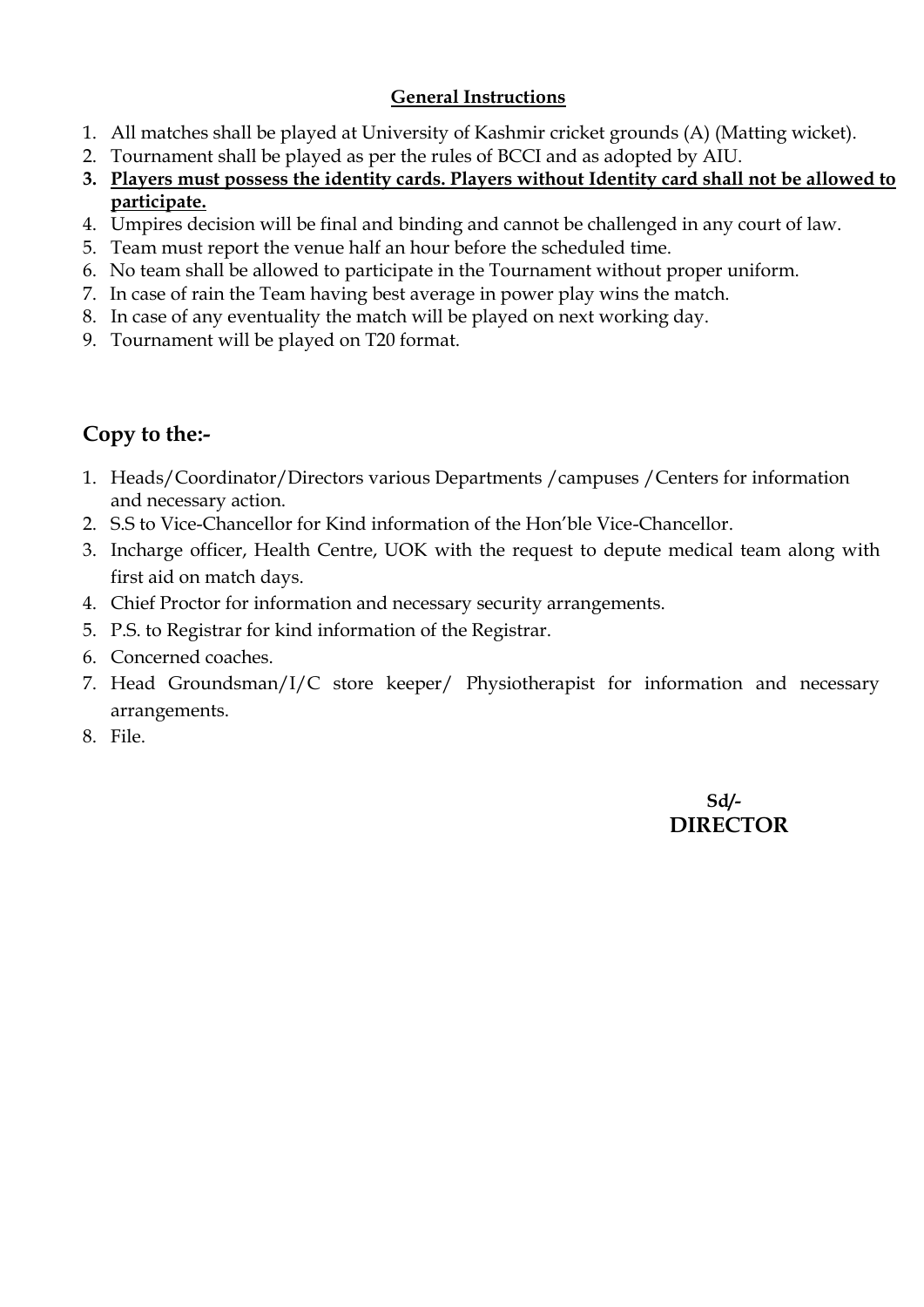**General Instructions**

1. All matches shall be played at University of Kashmir cricket grounds (A) (Matting wicket).
2. Tournament shall be played as per the rules of BCCI and as adopted by AIU.
3. **Players must possess the identity cards. Players without Identity card shall not be allowed to participate.**
4. Umpires decision will be final and binding and cannot be challenged in any court of law.
5. Team must report the venue half an hour before the scheduled time.
6. No team shall be allowed to participate in the Tournament without proper uniform.
7. In case of rain the Team having best average in power play wins the match.
8. In case of any eventuality the match will be played on next working day.
9. Tournament will be played on T20 format.

## Copy to the:-

1. Heads/Coordinator/Directors various Departments /campuses /Centers for information and necessary action.
2. S.S to Vice-Chancellor for Kind information of the Hon'ble Vice-Chancellor.
3. Incharge officer, Health Centre, UOK with the request to depute medical team along with first aid on match days.
4. Chief Proctor for information and necessary security arrangements.
5. P.S. to Registrar for kind information of the Registrar.
6. Concerned coaches.
7. Head Groundsman/I/C store keeper/ Physiotherapist for information and necessary arrangements.
8. File.

**Sd/-**
**DIRECTOR**